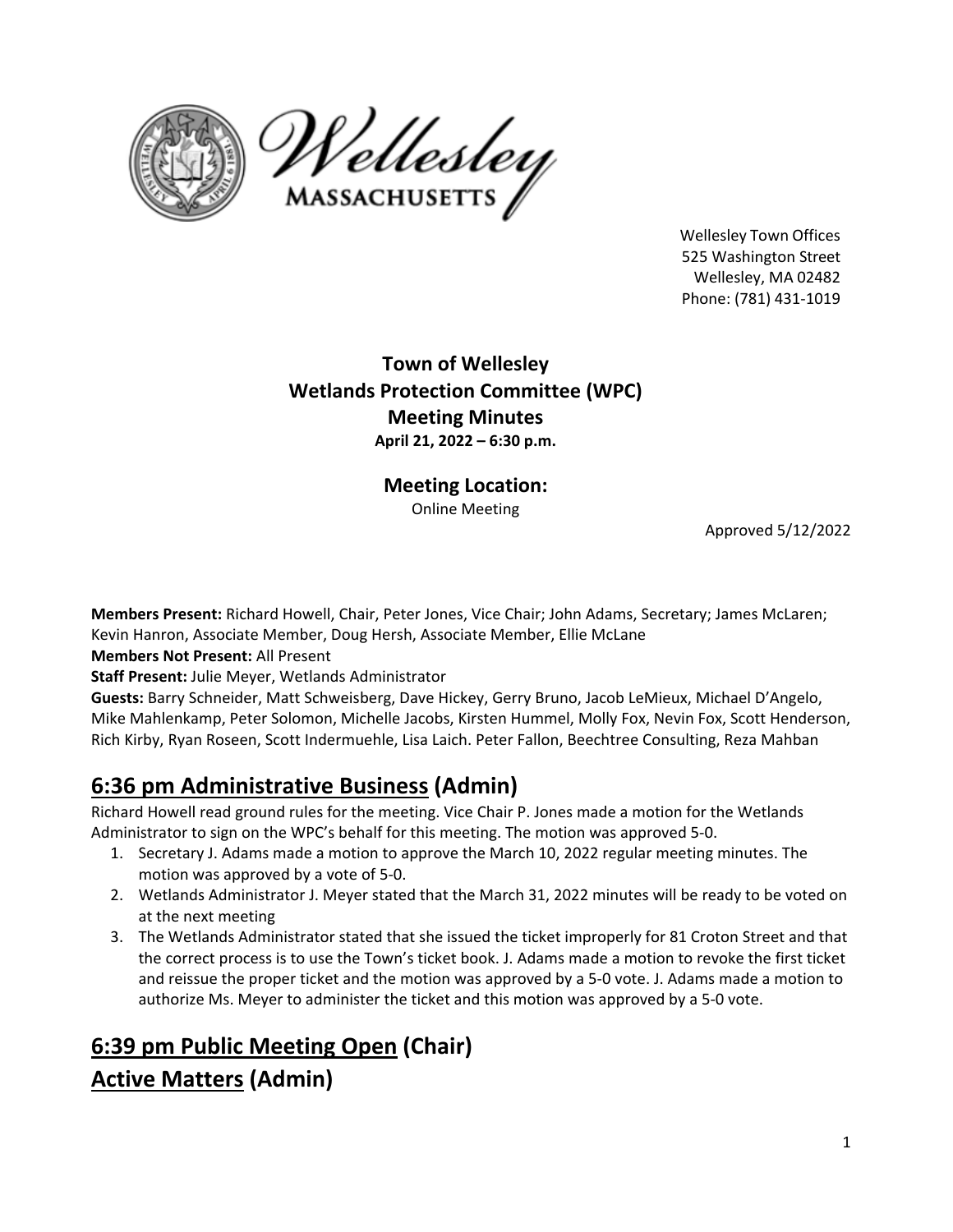Wellesley Town Offices
525 Washington Street
Wellesley, MA 02482
Phone: (781) 431-1019

# Town of Wellesley
# Wetlands Protection Committee (WPC)
# Meeting Minutes
**April 21, 2022 – 6:30 p.m.**

**Meeting Location:**
Online Meeting

Approved 5/12/2022

**Members Present:** Richard Howell, Chair, Peter Jones, Vice Chair; John Adams, Secretary; James McLaren; Kevin Hanron, Associate Member, Doug Hersh, Associate Member, Ellie McLane
**Members Not Present:** All Present
**Staff Present:** Julie Meyer, Wetlands Administrator
**Guests:** Barry Schneider, Matt Schweisberg, Dave Hickey, Gerry Bruno, Jacob LeMieux, Michael D'Angelo, Mike Mahlenkamp, Peter Solomon, Michelle Jacobs, Kirsten Hummel, Molly Fox, Nevin Fox, Scott Henderson, Rich Kirby, Ryan Roseen, Scott Indermuehle, Lisa Laich. Peter Fallon, Beechtree Consulting, Reza Mahban

## 6:36 pm Administrative Business (Admin)

Richard Howell read ground rules for the meeting. Vice Chair P. Jones made a motion for the Wetlands Administrator to sign on the WPC's behalf for this meeting. The motion was approved 5-0.

1. Secretary J. Adams made a motion to approve the March 10, 2022 regular meeting minutes. The motion was approved by a vote of 5-0.
2. Wetlands Administrator J. Meyer stated that the March 31, 2022 minutes will be ready to be voted on at the next meeting
3. The Wetlands Administrator stated that she issued the ticket improperly for 81 Croton Street and that the correct process is to use the Town's ticket book. J. Adams made a motion to revoke the first ticket and reissue the proper ticket and the motion was approved by a 5-0 vote. J. Adams made a motion to authorize Ms. Meyer to administer the ticket and this motion was approved by a 5-0 vote.

## 6:39 pm Public Meeting Open (Chair)

## Active Matters (Admin)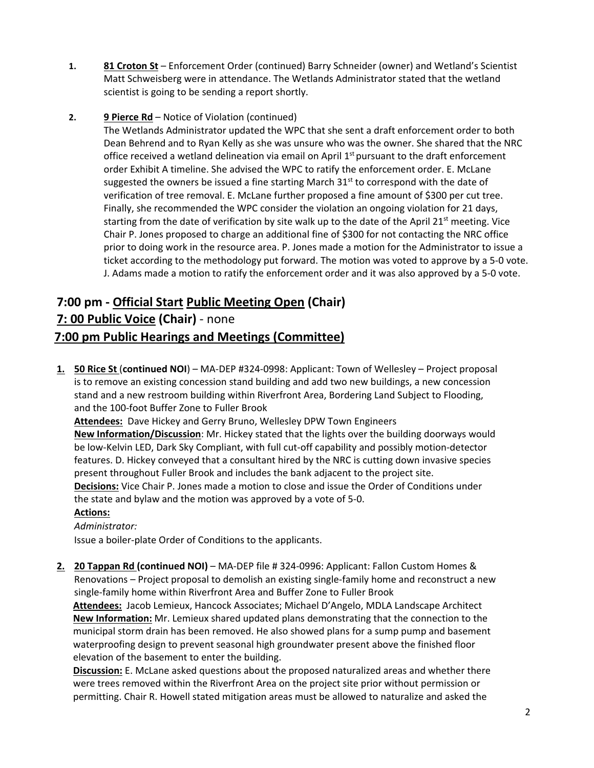1. **81 Croton St** – Enforcement Order (continued) Barry Schneider (owner) and Wetland's Scientist Matt Schweisberg were in attendance. The Wetlands Administrator stated that the wetland scientist is going to be sending a report shortly.

2. **9 Pierce Rd** – Notice of Violation (continued)
   The Wetlands Administrator updated the WPC that she sent a draft enforcement order to both Dean Behrend and to Ryan Kelly as she was unsure who was the owner. She shared that the NRC office received a wetland delineation via email on April 1st pursuant to the draft enforcement order Exhibit A timeline. She advised the WPC to ratify the enforcement order. E. McLane suggested the owners be issued a fine starting March 31st to correspond with the date of verification of tree removal. E. McLane further proposed a fine amount of $300 per cut tree. Finally, she recommended the WPC consider the violation an ongoing violation for 21 days, starting from the date of verification by site walk up to the date of the April 21st meeting. Vice Chair P. Jones proposed to charge an additional fine of $300 for not contacting the NRC office prior to doing work in the resource area. P. Jones made a motion for the Administrator to issue a ticket according to the methodology put forward. The motion was voted to approve by a 5-0 vote. J. Adams made a motion to ratify the enforcement order and it was also approved by a 5-0 vote.

## 7:00 pm - Official Start Public Meeting Open (Chair)

## 7: 00 Public Voice (Chair) - none

## 7:00 pm Public Hearings and Meetings (Committee)

1. **50 Rice St** (**continued NOI**) – MA-DEP #324-0998: Applicant: Town of Wellesley – Project proposal is to remove an existing concession stand building and add two new buildings, a new concession stand and a new restroom building within Riverfront Area, Bordering Land Subject to Flooding, and the 100-foot Buffer Zone to Fuller Brook
   **Attendees:** Dave Hickey and Gerry Bruno, Wellesley DPW Town Engineers
   **New Information/Discussion**: Mr. Hickey stated that the lights over the building doorways would be low-Kelvin LED, Dark Sky Compliant, with full cut-off capability and possibly motion-detector features. D. Hickey conveyed that a consultant hired by the NRC is cutting down invasive species present throughout Fuller Brook and includes the bank adjacent to the project site.
   **Decisions:** Vice Chair P. Jones made a motion to close and issue the Order of Conditions under the state and bylaw and the motion was approved by a vote of 5-0.
   **Actions:**
   *Administrator:*
   Issue a boiler-plate Order of Conditions to the applicants.

2. **20 Tappan Rd (continued NOI)** – MA-DEP file # 324-0996: Applicant: Fallon Custom Homes & Renovations – Project proposal to demolish an existing single-family home and reconstruct a new single-family home within Riverfront Area and Buffer Zone to Fuller Brook
   **Attendees:** Jacob Lemieux, Hancock Associates; Michael D'Angelo, MDLA Landscape Architect
   **New Information:** Mr. Lemieux shared updated plans demonstrating that the connection to the municipal storm drain has been removed. He also showed plans for a sump pump and basement waterproofing design to prevent seasonal high groundwater present above the finished floor elevation of the basement to enter the building.
   **Discussion:** E. McLane asked questions about the proposed naturalized areas and whether there were trees removed within the Riverfront Area on the project site prior without permission or permitting. Chair R. Howell stated mitigation areas must be allowed to naturalize and asked the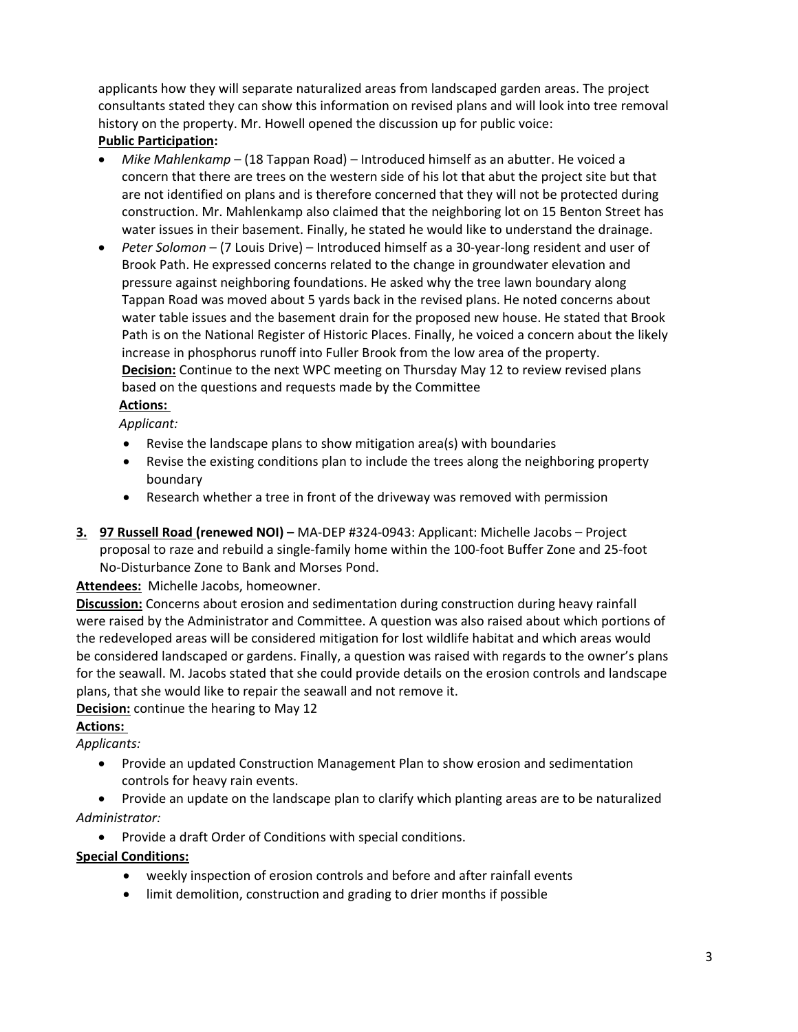applicants how they will separate naturalized areas from landscaped garden areas. The project consultants stated they can show this information on revised plans and will look into tree removal history on the property. Mr. Howell opened the discussion up for public voice:

**Public Participation:**

- *Mike Mahlenkamp* – (18 Tappan Road) – Introduced himself as an abutter. He voiced a concern that there are trees on the western side of his lot that abut the project site but that are not identified on plans and is therefore concerned that they will not be protected during construction. Mr. Mahlenkamp also claimed that the neighboring lot on 15 Benton Street has water issues in their basement. Finally, he stated he would like to understand the drainage.
- *Peter Solomon* – (7 Louis Drive) – Introduced himself as a 30-year-long resident and user of Brook Path. He expressed concerns related to the change in groundwater elevation and pressure against neighboring foundations. He asked why the tree lawn boundary along Tappan Road was moved about 5 yards back in the revised plans. He noted concerns about water table issues and the basement drain for the proposed new house. He stated that Brook Path is on the National Register of Historic Places. Finally, he voiced a concern about the likely increase in phosphorus runoff into Fuller Brook from the low area of the property.

**Decision:** Continue to the next WPC meeting on Thursday May 12 to review revised plans based on the questions and requests made by the Committee

**Actions:**

*Applicant:*

- Revise the landscape plans to show mitigation area(s) with boundaries
- Revise the existing conditions plan to include the trees along the neighboring property boundary
- Research whether a tree in front of the driveway was removed with permission

**3. 97 Russell Road (renewed NOI) –** MA-DEP #324-0943: Applicant: Michelle Jacobs – Project proposal to raze and rebuild a single-family home within the 100-foot Buffer Zone and 25-foot No-Disturbance Zone to Bank and Morses Pond.

**Attendees:** Michelle Jacobs, homeowner.

**Discussion:** Concerns about erosion and sedimentation during construction during heavy rainfall were raised by the Administrator and Committee. A question was also raised about which portions of the redeveloped areas will be considered mitigation for lost wildlife habitat and which areas would be considered landscaped or gardens. Finally, a question was raised with regards to the owner's plans for the seawall. M. Jacobs stated that she could provide details on the erosion controls and landscape plans, that she would like to repair the seawall and not remove it.

**Decision:** continue the hearing to May 12

**Actions:**

*Applicants:*

- Provide an updated Construction Management Plan to show erosion and sedimentation controls for heavy rain events.
- Provide an update on the landscape plan to clarify which planting areas are to be naturalized

*Administrator:*

- Provide a draft Order of Conditions with special conditions.

**Special Conditions:**

- weekly inspection of erosion controls and before and after rainfall events
- limit demolition, construction and grading to drier months if possible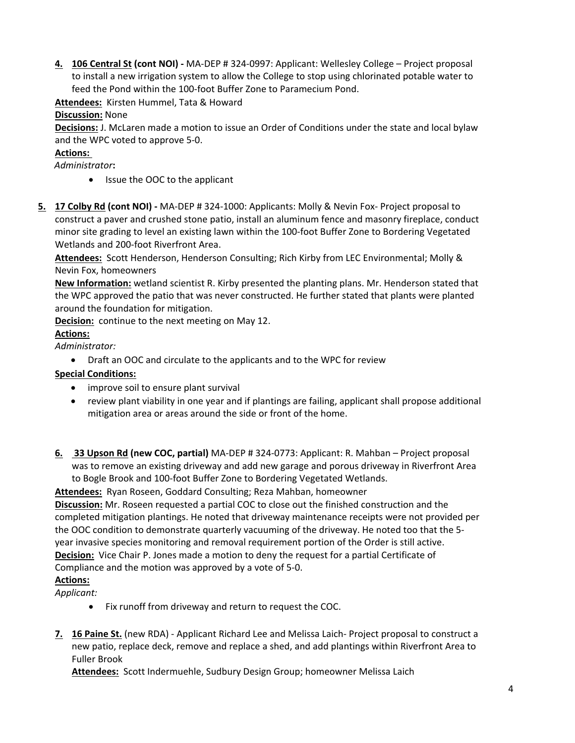4. **106 Central St (cont NOI) -** MA-DEP # 324-0997: Applicant: Wellesley College – Project proposal to install a new irrigation system to allow the College to stop using chlorinated potable water to feed the Pond within the 100-foot Buffer Zone to Paramecium Pond.

**Attendees:** Kirsten Hummel, Tata & Howard

**Discussion:** None

**Decisions:** J. McLaren made a motion to issue an Order of Conditions under the state and local bylaw and the WPC voted to approve 5-0.

**Actions:**

*Administrator***:**

- Issue the OOC to the applicant

5. **17 Colby Rd (cont NOI) -** MA-DEP # 324-1000: Applicants: Molly & Nevin Fox- Project proposal to construct a paver and crushed stone patio, install an aluminum fence and masonry fireplace, conduct minor site grading to level an existing lawn within the 100-foot Buffer Zone to Bordering Vegetated Wetlands and 200-foot Riverfront Area.

**Attendees:** Scott Henderson, Henderson Consulting; Rich Kirby from LEC Environmental; Molly & Nevin Fox, homeowners

**New Information:** wetland scientist R. Kirby presented the planting plans. Mr. Henderson stated that the WPC approved the patio that was never constructed. He further stated that plants were planted around the foundation for mitigation.

**Decision:** continue to the next meeting on May 12.

**Actions:**

*Administrator:*

- Draft an OOC and circulate to the applicants and to the WPC for review

**Special Conditions:**

- improve soil to ensure plant survival
- review plant viability in one year and if plantings are failing, applicant shall propose additional mitigation area or areas around the side or front of the home.

6. **33 Upson Rd (new COC, partial)** MA-DEP # 324-0773: Applicant: R. Mahban – Project proposal was to remove an existing driveway and add new garage and porous driveway in Riverfront Area to Bogle Brook and 100-foot Buffer Zone to Bordering Vegetated Wetlands.

**Attendees:** Ryan Roseen, Goddard Consulting; Reza Mahban, homeowner

**Discussion:** Mr. Roseen requested a partial COC to close out the finished construction and the completed mitigation plantings. He noted that driveway maintenance receipts were not provided per the OOC condition to demonstrate quarterly vacuuming of the driveway. He noted too that the 5-year invasive species monitoring and removal requirement portion of the Order is still active.

**Decision:** Vice Chair P. Jones made a motion to deny the request for a partial Certificate of Compliance and the motion was approved by a vote of 5-0.

**Actions:**

*Applicant:*

- Fix runoff from driveway and return to request the COC.

7. **16 Paine St.** (new RDA) - Applicant Richard Lee and Melissa Laich- Project proposal to construct a new patio, replace deck, remove and replace a shed, and add plantings within Riverfront Area to Fuller Brook

**Attendees:** Scott Indermuehle, Sudbury Design Group; homeowner Melissa Laich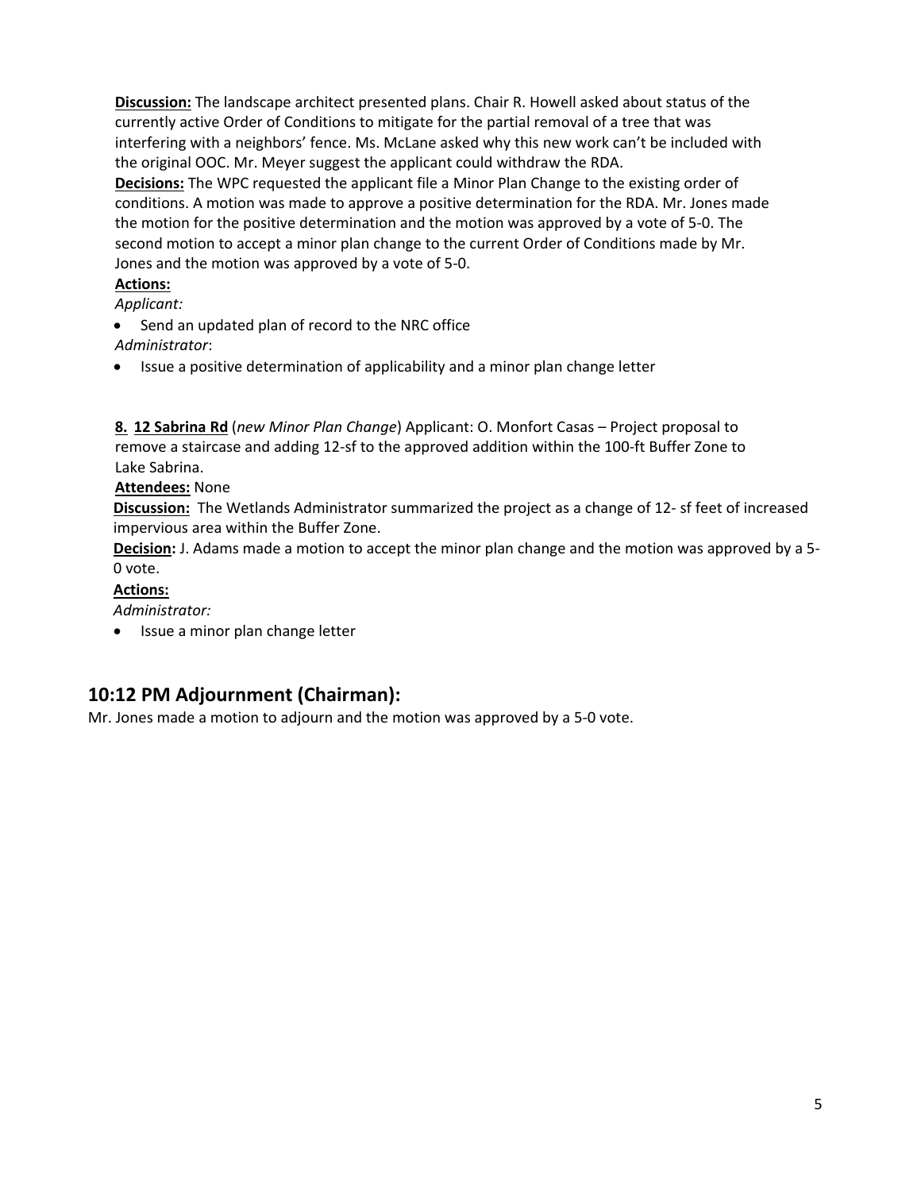**Discussion:** The landscape architect presented plans. Chair R. Howell asked about status of the currently active Order of Conditions to mitigate for the partial removal of a tree that was interfering with a neighbors' fence. Ms. McLane asked why this new work can't be included with the original OOC. Mr. Meyer suggest the applicant could withdraw the RDA.

**Decisions:** The WPC requested the applicant file a Minor Plan Change to the existing order of conditions. A motion was made to approve a positive determination for the RDA. Mr. Jones made the motion for the positive determination and the motion was approved by a vote of 5-0. The second motion to accept a minor plan change to the current Order of Conditions made by Mr. Jones and the motion was approved by a vote of 5-0.

**Actions:**

*Applicant:*

- Send an updated plan of record to the NRC office

*Administrator*:

- Issue a positive determination of applicability and a minor plan change letter

**8. 12 Sabrina Rd** (*new Minor Plan Change*) Applicant: O. Monfort Casas – Project proposal to remove a staircase and adding 12-sf to the approved addition within the 100-ft Buffer Zone to Lake Sabrina.

**Attendees:** None

**Discussion:** The Wetlands Administrator summarized the project as a change of 12- sf feet of increased impervious area within the Buffer Zone.

**Decision:** J. Adams made a motion to accept the minor plan change and the motion was approved by a 5-0 vote.

**Actions:**

*Administrator:*

- Issue a minor plan change letter

## 10:12 PM Adjournment (Chairman):

Mr. Jones made a motion to adjourn and the motion was approved by a 5-0 vote.